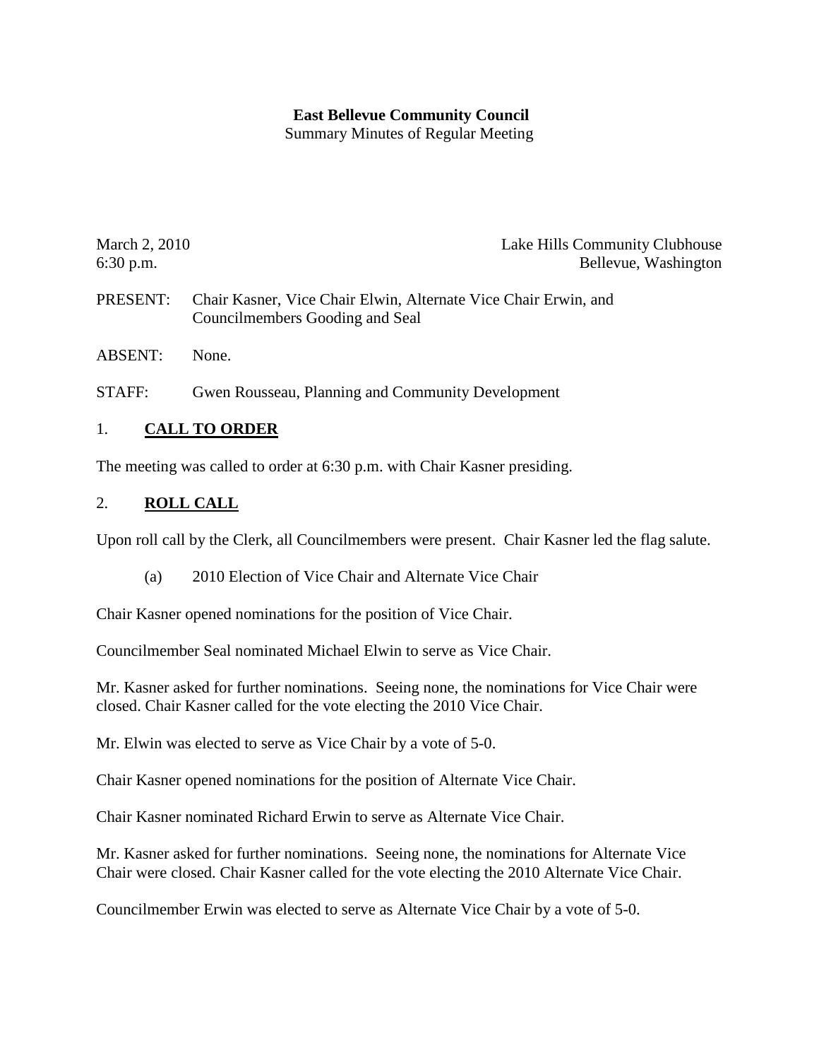**East Bellevue Community Council**
Summary Minutes of Regular Meeting

March 2, 2010 — Lake Hills Community Clubhouse
6:30 p.m. — Bellevue, Washington

PRESENT: Chair Kasner, Vice Chair Elwin, Alternate Vice Chair Erwin, and Councilmembers Gooding and Seal

ABSENT: None.

STAFF: Gwen Rousseau, Planning and Community Development

## 1. **CALL TO ORDER**

The meeting was called to order at 6:30 p.m. with Chair Kasner presiding.

## 2. **ROLL CALL**

Upon roll call by the Clerk, all Councilmembers were present. Chair Kasner led the flag salute.

(a) 2010 Election of Vice Chair and Alternate Vice Chair

Chair Kasner opened nominations for the position of Vice Chair.

Councilmember Seal nominated Michael Elwin to serve as Vice Chair.

Mr. Kasner asked for further nominations. Seeing none, the nominations for Vice Chair were closed. Chair Kasner called for the vote electing the 2010 Vice Chair.

Mr. Elwin was elected to serve as Vice Chair by a vote of 5-0.

Chair Kasner opened nominations for the position of Alternate Vice Chair.

Chair Kasner nominated Richard Erwin to serve as Alternate Vice Chair.

Mr. Kasner asked for further nominations. Seeing none, the nominations for Alternate Vice Chair were closed. Chair Kasner called for the vote electing the 2010 Alternate Vice Chair.

Councilmember Erwin was elected to serve as Alternate Vice Chair by a vote of 5-0.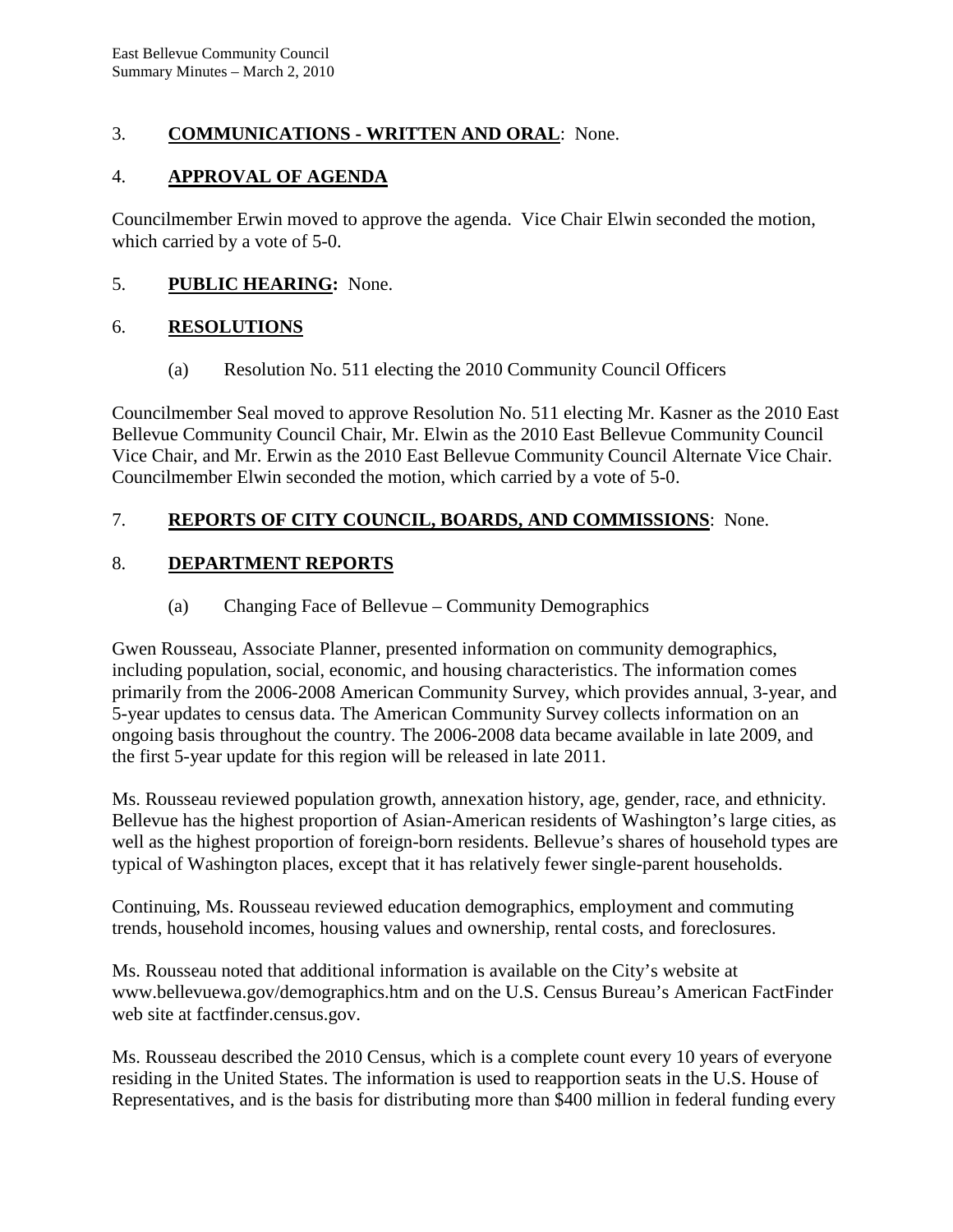3. **COMMUNICATIONS - WRITTEN AND ORAL**: None.

4. **APPROVAL OF AGENDA**

Councilmember Erwin moved to approve the agenda. Vice Chair Elwin seconded the motion, which carried by a vote of 5-0.

5. **PUBLIC HEARING:** None.

6. **RESOLUTIONS**

   (a) Resolution No. 511 electing the 2010 Community Council Officers

Councilmember Seal moved to approve Resolution No. 511 electing Mr. Kasner as the 2010 East Bellevue Community Council Chair, Mr. Elwin as the 2010 East Bellevue Community Council Vice Chair, and Mr. Erwin as the 2010 East Bellevue Community Council Alternate Vice Chair. Councilmember Elwin seconded the motion, which carried by a vote of 5-0.

7. **REPORTS OF CITY COUNCIL, BOARDS, AND COMMISSIONS**: None.

8. **DEPARTMENT REPORTS**

   (a) Changing Face of Bellevue – Community Demographics

Gwen Rousseau, Associate Planner, presented information on community demographics, including population, social, economic, and housing characteristics. The information comes primarily from the 2006-2008 American Community Survey, which provides annual, 3-year, and 5-year updates to census data. The American Community Survey collects information on an ongoing basis throughout the country. The 2006-2008 data became available in late 2009, and the first 5-year update for this region will be released in late 2011.

Ms. Rousseau reviewed population growth, annexation history, age, gender, race, and ethnicity. Bellevue has the highest proportion of Asian-American residents of Washington's large cities, as well as the highest proportion of foreign-born residents. Bellevue's shares of household types are typical of Washington places, except that it has relatively fewer single-parent households.

Continuing, Ms. Rousseau reviewed education demographics, employment and commuting trends, household incomes, housing values and ownership, rental costs, and foreclosures.

Ms. Rousseau noted that additional information is available on the City's website at www.bellevuewa.gov/demographics.htm and on the U.S. Census Bureau's American FactFinder web site at factfinder.census.gov.

Ms. Rousseau described the 2010 Census, which is a complete count every 10 years of everyone residing in the United States. The information is used to reapportion seats in the U.S. House of Representatives, and is the basis for distributing more than $400 million in federal funding every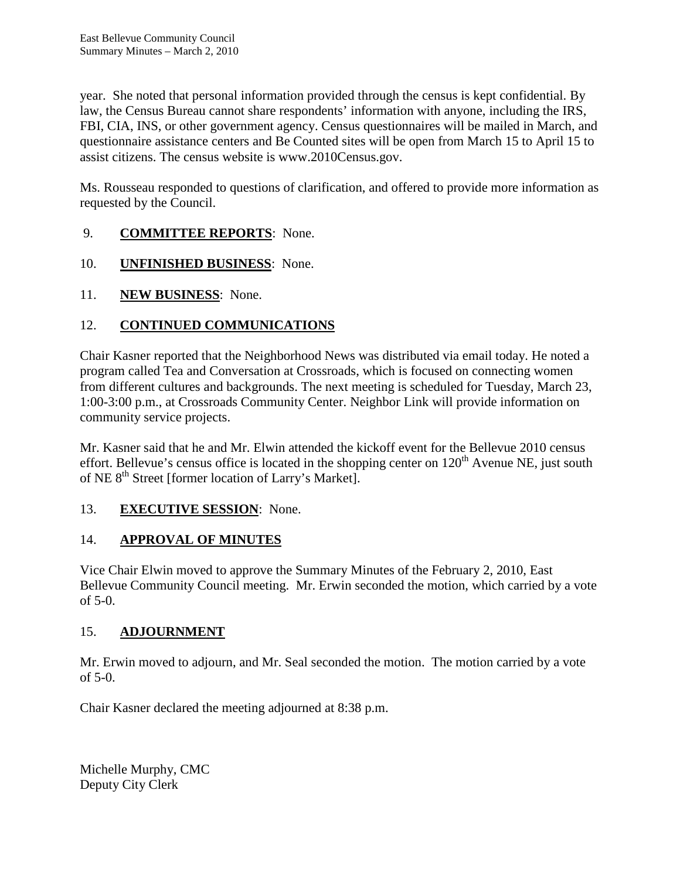year. She noted that personal information provided through the census is kept confidential. By law, the Census Bureau cannot share respondents' information with anyone, including the IRS, FBI, CIA, INS, or other government agency. Census questionnaires will be mailed in March, and questionnaire assistance centers and Be Counted sites will be open from March 15 to April 15 to assist citizens. The census website is www.2010Census.gov.

Ms. Rousseau responded to questions of clarification, and offered to provide more information as requested by the Council.

9. **COMMITTEE REPORTS**: None.

10. **UNFINISHED BUSINESS**: None.

11. **NEW BUSINESS**: None.

12. **CONTINUED COMMUNICATIONS**

Chair Kasner reported that the Neighborhood News was distributed via email today. He noted a program called Tea and Conversation at Crossroads, which is focused on connecting women from different cultures and backgrounds. The next meeting is scheduled for Tuesday, March 23, 1:00-3:00 p.m., at Crossroads Community Center. Neighbor Link will provide information on community service projects.

Mr. Kasner said that he and Mr. Elwin attended the kickoff event for the Bellevue 2010 census effort. Bellevue's census office is located in the shopping center on 120th Avenue NE, just south of NE 8th Street [former location of Larry's Market].

13. **EXECUTIVE SESSION**: None.

14. **APPROVAL OF MINUTES**

Vice Chair Elwin moved to approve the Summary Minutes of the February 2, 2010, East Bellevue Community Council meeting. Mr. Erwin seconded the motion, which carried by a vote of 5-0.

15. **ADJOURNMENT**

Mr. Erwin moved to adjourn, and Mr. Seal seconded the motion. The motion carried by a vote of 5-0.

Chair Kasner declared the meeting adjourned at 8:38 p.m.

Michelle Murphy, CMC
Deputy City Clerk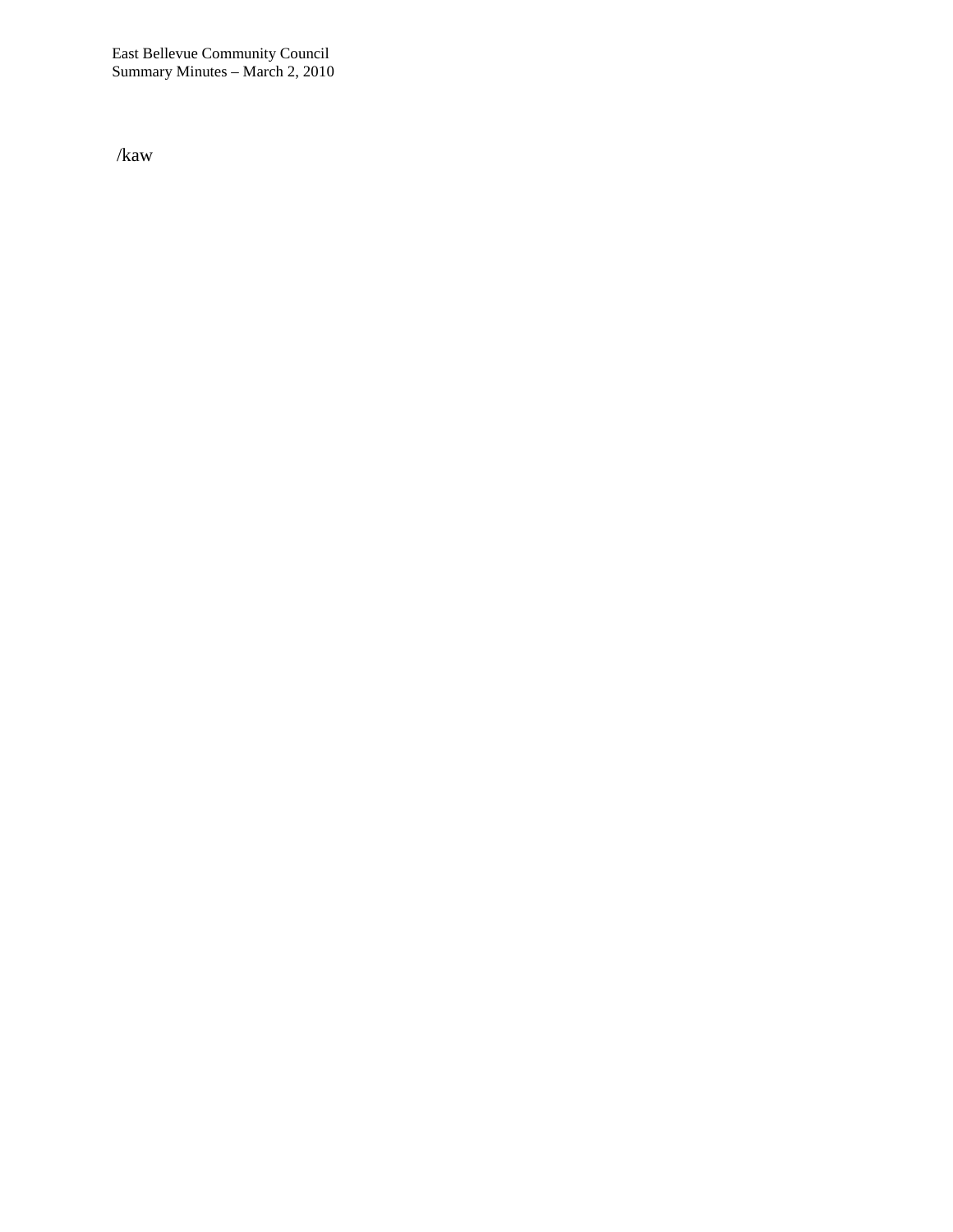/kaw